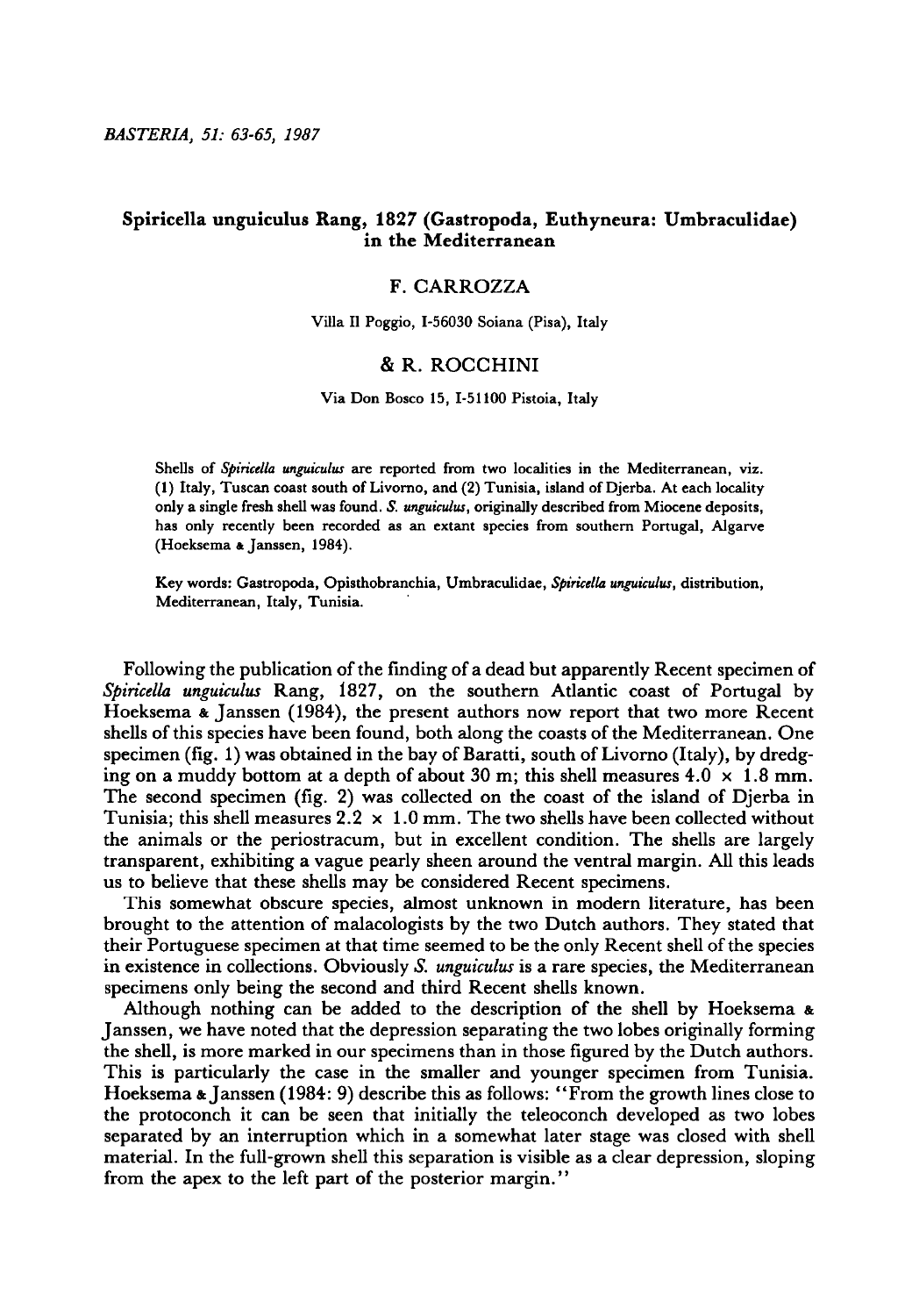# Spiricella unguiculus Rang, 1827 (Gastropoda, Euthyneura: Umbraculidae) in the Mediterranean

## F. CARROZZA

Villa Il Poggio, I-56030 Soiana (Pisa), Italy

## & R. ROCCHINI

Via Don Bosco 15, I-51100 Pistoia, Italy

Shells of *Spiricella unguiculus* are reported from two localities in the Mediterranean, viz. (1) Italy, Tuscan coast south of Livorno, and (2) Tunisia, island of Djerba. At each locality only a single fresh shell was found. *S. unguiculus*, originally described from Miocene deposits, has only recently been recorded as an extant species from southern Portugal, Algarve (Hoeksema & Janssen, 1984).

Key words: Gastropoda, Opisthobranchia, Umbraculidae, *Spiricella unguiculus*, distribution, Mediterranean, Italy, Tunisia.

Following the publication of the finding of a dead but apparently Recent specimen of *Spiricella unguiculus* Rang, 1827, on the southern Atlantic coast of Portugal by Hoeksema & Janssen (1984), the present authors now report that two more Recent shells of this species have been found, both along the coasts of the Mediterranean. One specimen (fig. 1) was obtained in the bay of Baratti, south of Livorno (Italy), by dredging on a muddy bottom at a depth of about 30 m; this shell measures 4.0 × 1.8 mm. The second specimen (fig. 2) was collected on the coast of the island of Djerba in Tunisia; this shell measures 2.2 × 1.0 mm. The two shells have been collected without the animals or the periostracum, but in excellent condition. The shells are largely transparent, exhibiting a vague pearly sheen around the ventral margin. All this leads us to believe that these shells may be considered Recent specimens.

This somewhat obscure species, almost unknown in modern literature, has been brought to the attention of malacologists by the two Dutch authors. They stated that their Portuguese specimen at that time seemed to be the only Recent shell of the species in existence in collections. Obviously *S. unguiculus* is a rare species, the Mediterranean specimens only being the second and third Recent shells known.

Although nothing can be added to the description of the shell by Hoeksema & Janssen, we have noted that the depression separating the two lobes originally forming the shell, is more marked in our specimens than in those figured by the Dutch authors. This is particularly the case in the smaller and younger specimen from Tunisia. Hoeksema & Janssen (1984: 9) describe this as follows: "From the growth lines close to the protoconch it can be seen that initially the teleoconch developed as two lobes separated by an interruption which in a somewhat later stage was closed with shell material. In the full-grown shell this separation is visible as a clear depression, sloping from the apex to the left part of the posterior margin."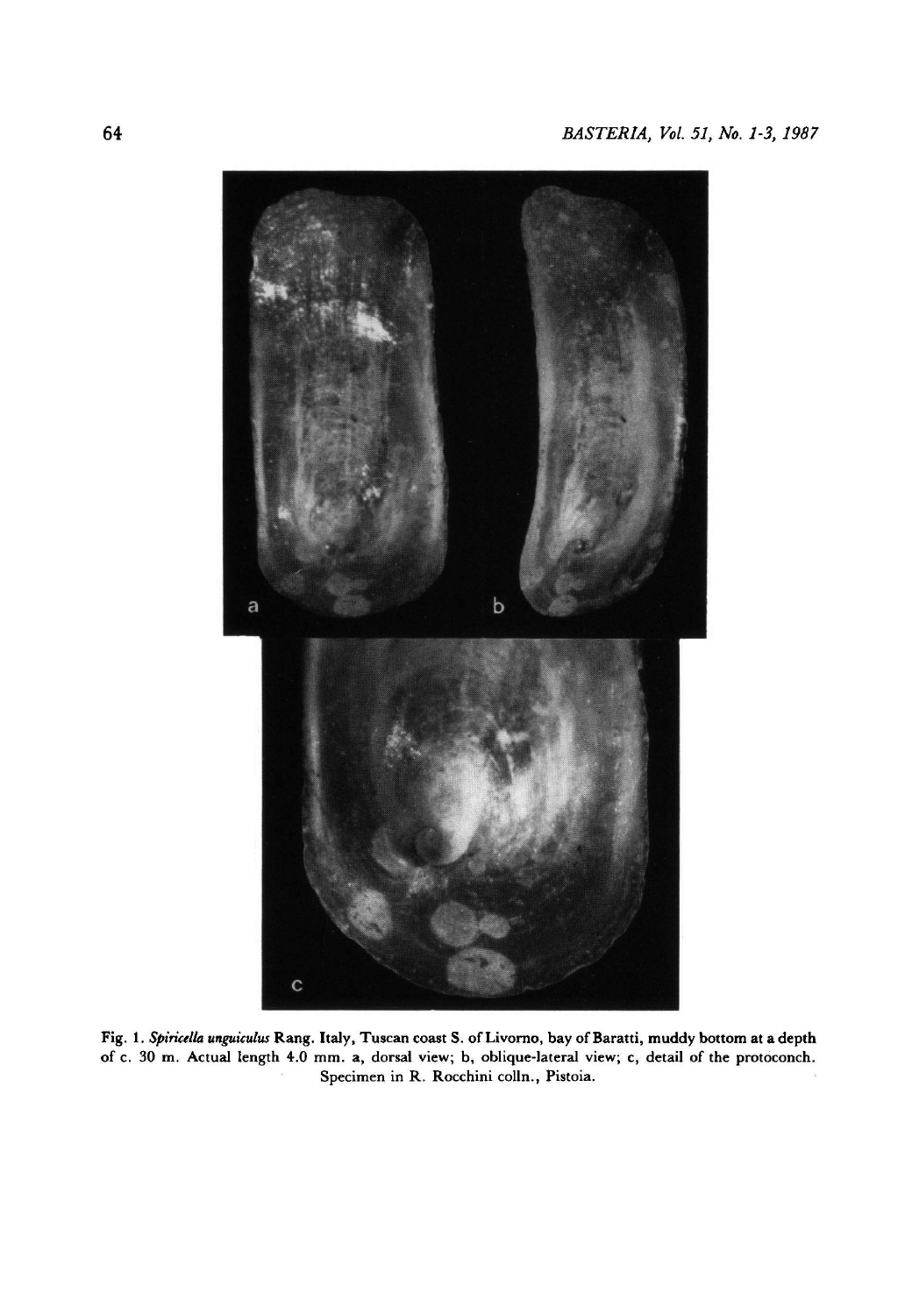Fig. 1. *Spiricella unguiculus* Rang. Italy, Tuscan coast S. of Livorno, bay of Baratti, muddy bottom at a depth of c. 30 m. Actual length 4.0 mm. a, dorsal view; b, oblique-lateral view; c, detail of the protoconch. Specimen in R. Rocchini colln., Pistoia.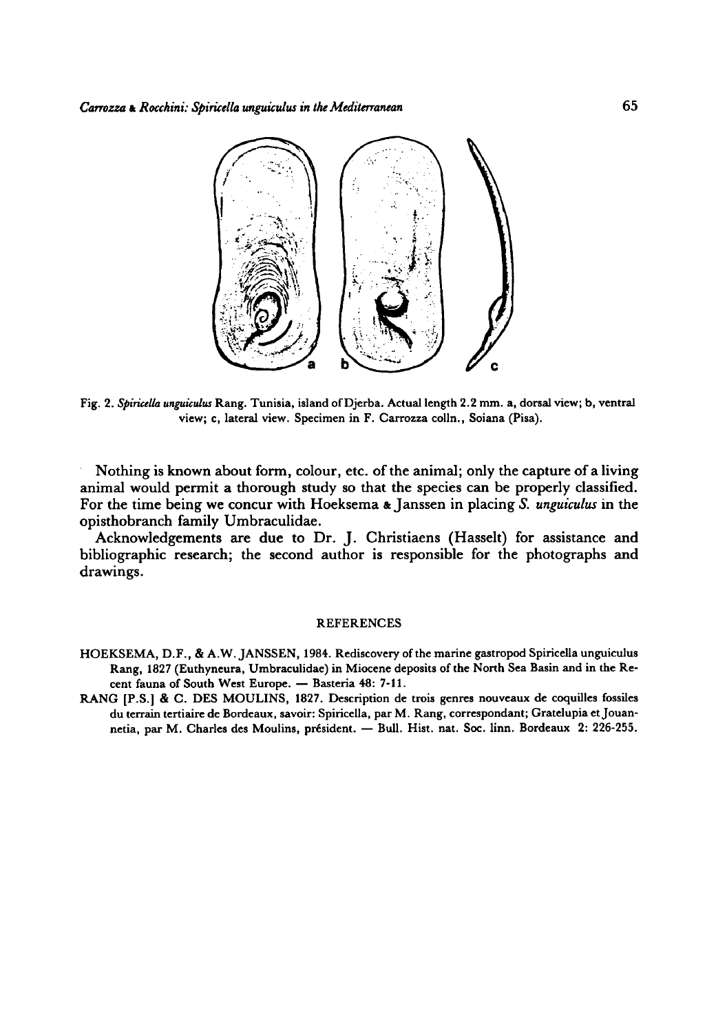a b c

Fig. 2. *Spiricella unguiculus* Rang. Tunisia, island of Djerba. Actual length 2.2 mm. a, dorsal view; b, ventral view; c, lateral view. Specimen in F. Carrozza colln., Soiana (Pisa).

Nothing is known about form, colour, etc. of the animal; only the capture of a living animal would permit a thorough study so that the species can be properly classified. For the time being we concur with Hoeksema & Janssen in placing *S. unguiculus* in the opisthobranch family Umbraculidae.

Acknowledgements are due to Dr. J. Christiaens (Hasselt) for assistance and bibliographic research; the second author is responsible for the photographs and drawings.

## REFERENCES

HOEKSEMA, D.F., & A.W. JANSSEN, 1984. Rediscovery of the marine gastropod Spiricella unguiculus Rang, 1827 (Euthyneura, Umbraculidae) in Miocene deposits of the North Sea Basin and in the Recent fauna of South West Europe. — Basteria 48: 7-11.

RANG [P.S.] & C. DES MOULINS, 1827. Description de trois genres nouveaux de coquilles fossiles du terrain tertiaire de Bordeaux, savoir: Spiricella, par M. Rang, correspondant; Gratelupia et Jouannetia, par M. Charles des Moulins, président. — Bull. Hist. nat. Soc. linn. Bordeaux 2: 226-255.